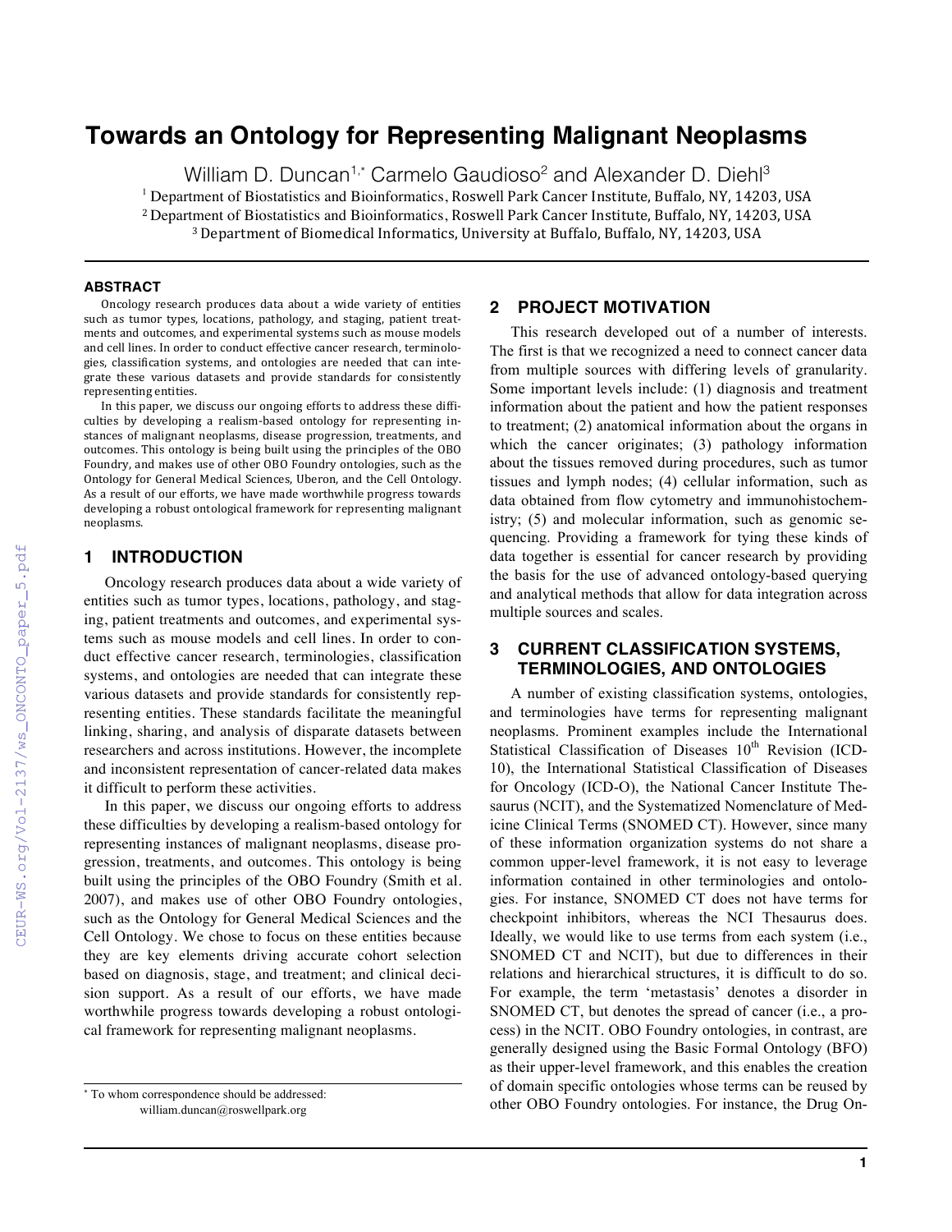# Towards an Ontology for Representing Malignant Neoplasms

William D. Duncan[1,*] Carmelo Gaudioso[2] and Alexander D. Diehl[3]

[1] Department of Biostatistics and Bioinformatics, Roswell Park Cancer Institute, Buffalo, NY, 14203, USA
[2] Department of Biostatistics and Bioinformatics, Roswell Park Cancer Institute, Buffalo, NY, 14203, USA
[3] Department of Biomedical Informatics, University at Buffalo, Buffalo, NY, 14203, USA

## ABSTRACT

Oncology research produces data about a wide variety of entities such as tumor types, locations, pathology, and staging, patient treatments and outcomes, and experimental systems such as mouse models and cell lines. In order to conduct effective cancer research, terminologies, classification systems, and ontologies are needed that can integrate these various datasets and provide standards for consistently representing entities.

In this paper, we discuss our ongoing efforts to address these difficulties by developing a realism-based ontology for representing instances of malignant neoplasms, disease progression, treatments, and outcomes. This ontology is being built using the principles of the OBO Foundry, and makes use of other OBO Foundry ontologies, such as the Ontology for General Medical Sciences, Uberon, and the Cell Ontology. As a result of our efforts, we have made worthwhile progress towards developing a robust ontological framework for representing malignant neoplasms.

## 1 INTRODUCTION

Oncology research produces data about a wide variety of entities such as tumor types, locations, pathology, and staging, patient treatments and outcomes, and experimental systems such as mouse models and cell lines. In order to conduct effective cancer research, terminologies, classification systems, and ontologies are needed that can integrate these various datasets and provide standards for consistently representing entities. These standards facilitate the meaningful linking, sharing, and analysis of disparate datasets between researchers and across institutions. However, the incomplete and inconsistent representation of cancer-related data makes it difficult to perform these activities.

In this paper, we discuss our ongoing efforts to address these difficulties by developing a realism-based ontology for representing instances of malignant neoplasms, disease progression, treatments, and outcomes. This ontology is being built using the principles of the OBO Foundry (Smith et al. 2007), and makes use of other OBO Foundry ontologies, such as the Ontology for General Medical Sciences and the Cell Ontology. We chose to focus on these entities because they are key elements driving accurate cohort selection based on diagnosis, stage, and treatment; and clinical decision support. As a result of our efforts, we have made worthwhile progress towards developing a robust ontological framework for representing malignant neoplasms.

[*] To whom correspondence should be addressed: william.duncan@roswellpark.org

## 2 PROJECT MOTIVATION

This research developed out of a number of interests. The first is that we recognized a need to connect cancer data from multiple sources with differing levels of granularity. Some important levels include: (1) diagnosis and treatment information about the patient and how the patient responses to treatment; (2) anatomical information about the organs in which the cancer originates; (3) pathology information about the tissues removed during procedures, such as tumor tissues and lymph nodes; (4) cellular information, such as data obtained from flow cytometry and immunohistochemistry; (5) and molecular information, such as genomic sequencing. Providing a framework for tying these kinds of data together is essential for cancer research by providing the basis for the use of advanced ontology-based querying and analytical methods that allow for data integration across multiple sources and scales.

## 3 CURRENT CLASSIFICATION SYSTEMS, TERMINOLOGIES, AND ONTOLOGIES

A number of existing classification systems, ontologies, and terminologies have terms for representing malignant neoplasms. Prominent examples include the International Statistical Classification of Diseases 10[th] Revision (ICD-10), the International Statistical Classification of Diseases for Oncology (ICD-O), the National Cancer Institute Thesaurus (NCIT), and the Systematized Nomenclature of Medicine Clinical Terms (SNOMED CT). However, since many of these information organization systems do not share a common upper-level framework, it is not easy to leverage information contained in other terminologies and ontologies. For instance, SNOMED CT does not have terms for checkpoint inhibitors, whereas the NCI Thesaurus does. Ideally, we would like to use terms from each system (i.e., SNOMED CT and NCIT), but due to differences in their relations and hierarchical structures, it is difficult to do so. For example, the term 'metastasis' denotes a disorder in SNOMED CT, but denotes the spread of cancer (i.e., a process) in the NCIT. OBO Foundry ontologies, in contrast, are generally designed using the Basic Formal Ontology (BFO) as their upper-level framework, and this enables the creation of domain specific ontologies whose terms can be reused by other OBO Foundry ontologies. For instance, the Drug On-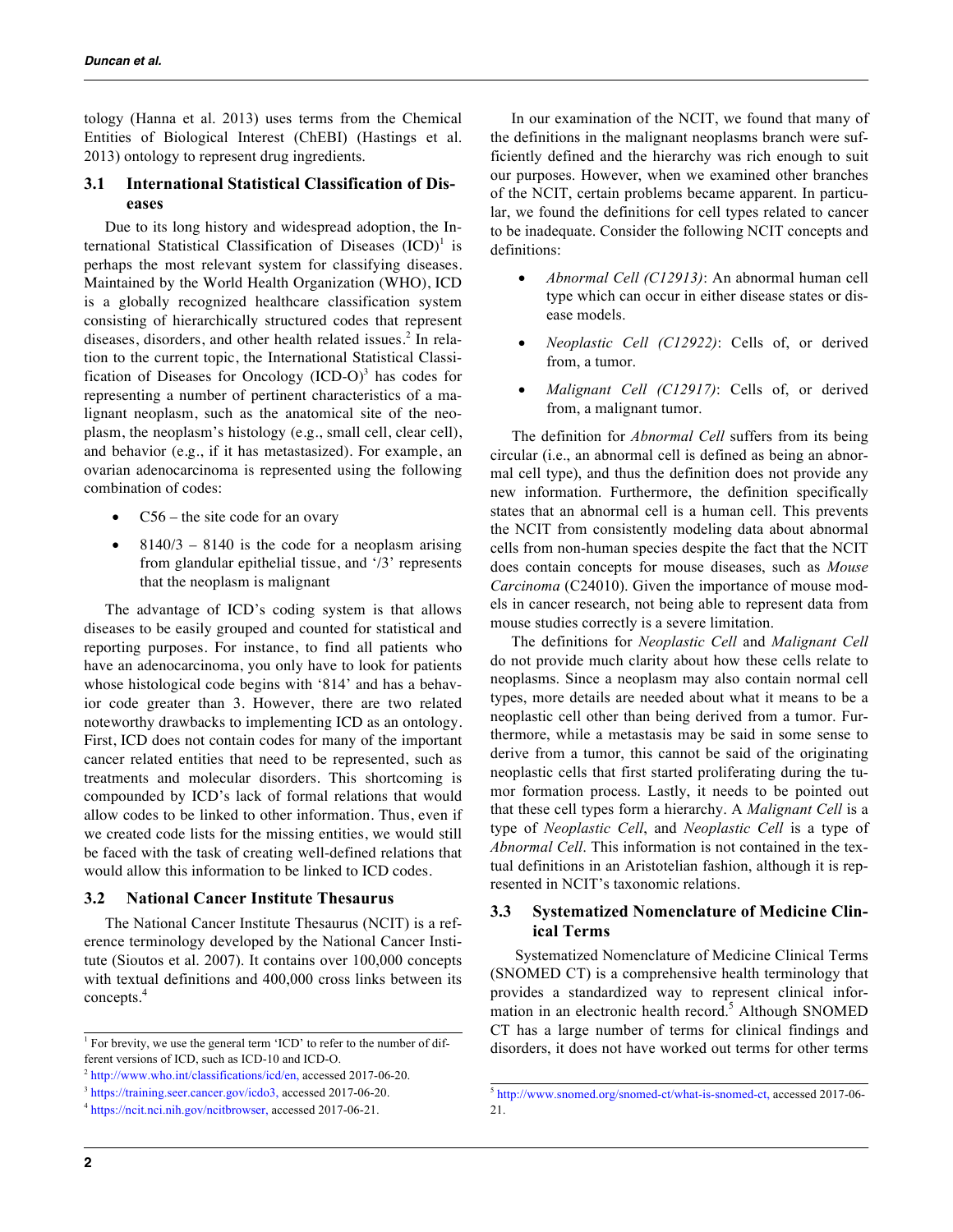tology (Hanna et al. 2013) uses terms from the Chemical Entities of Biological Interest (ChEBI) (Hastings et al. 2013) ontology to represent drug ingredients.

### 3.1 International Statistical Classification of Diseases

Due to its long history and widespread adoption, the International Statistical Classification of Diseases (ICD)[1] is perhaps the most relevant system for classifying diseases. Maintained by the World Health Organization (WHO), ICD is a globally recognized healthcare classification system consisting of hierarchically structured codes that represent diseases, disorders, and other health related issues.[2] In relation to the current topic, the International Statistical Classification of Diseases for Oncology (ICD-O)[3] has codes for representing a number of pertinent characteristics of a malignant neoplasm, such as the anatomical site of the neoplasm, the neoplasm's histology (e.g., small cell, clear cell), and behavior (e.g., if it has metastasized). For example, an ovarian adenocarcinoma is represented using the following combination of codes:

- C56 – the site code for an ovary
- 8140/3 – 8140 is the code for a neoplasm arising from glandular epithelial tissue, and '/3' represents that the neoplasm is malignant

The advantage of ICD's coding system is that allows diseases to be easily grouped and counted for statistical and reporting purposes. For instance, to find all patients who have an adenocarcinoma, you only have to look for patients whose histological code begins with '814' and has a behavior code greater than 3. However, there are two related noteworthy drawbacks to implementing ICD as an ontology. First, ICD does not contain codes for many of the important cancer related entities that need to be represented, such as treatments and molecular disorders. This shortcoming is compounded by ICD's lack of formal relations that would allow codes to be linked to other information. Thus, even if we created code lists for the missing entities, we would still be faced with the task of creating well-defined relations that would allow this information to be linked to ICD codes.

### 3.2 National Cancer Institute Thesaurus

The National Cancer Institute Thesaurus (NCIT) is a reference terminology developed by the National Cancer Institute (Sioutos et al. 2007). It contains over 100,000 concepts with textual definitions and 400,000 cross links between its concepts.[4]

In our examination of the NCIT, we found that many of the definitions in the malignant neoplasms branch were sufficiently defined and the hierarchy was rich enough to suit our purposes. However, when we examined other branches of the NCIT, certain problems became apparent. In particular, we found the definitions for cell types related to cancer to be inadequate. Consider the following NCIT concepts and definitions:

- *Abnormal Cell (C12913)*: An abnormal human cell type which can occur in either disease states or disease models.
- *Neoplastic Cell (C12922)*: Cells of, or derived from, a tumor.
- *Malignant Cell (C12917)*: Cells of, or derived from, a malignant tumor.

The definition for *Abnormal Cell* suffers from its being circular (i.e., an abnormal cell is defined as being an abnormal cell type), and thus the definition does not provide any new information. Furthermore, the definition specifically states that an abnormal cell is a human cell. This prevents the NCIT from consistently modeling data about abnormal cells from non-human species despite the fact that the NCIT does contain concepts for mouse diseases, such as *Mouse Carcinoma* (C24010). Given the importance of mouse models in cancer research, not being able to represent data from mouse studies correctly is a severe limitation.

The definitions for *Neoplastic Cell* and *Malignant Cell* do not provide much clarity about how these cells relate to neoplasms. Since a neoplasm may also contain normal cell types, more details are needed about what it means to be a neoplastic cell other than being derived from a tumor. Furthermore, while a metastasis may be said in some sense to derive from a tumor, this cannot be said of the originating neoplastic cells that first started proliferating during the tumor formation process. Lastly, it needs to be pointed out that these cell types form a hierarchy. A *Malignant Cell* is a type of *Neoplastic Cell*, and *Neoplastic Cell* is a type of *Abnormal Cell*. This information is not contained in the textual definitions in an Aristotelian fashion, although it is represented in NCIT's taxonomic relations.

### 3.3 Systematized Nomenclature of Medicine Clinical Terms

Systematized Nomenclature of Medicine Clinical Terms (SNOMED CT) is a comprehensive health terminology that provides a standardized way to represent clinical information in an electronic health record.[5] Although SNOMED CT has a large number of terms for clinical findings and disorders, it does not have worked out terms for other terms

---

[1] For brevity, we use the general term 'ICD' to refer to the number of different versions of ICD, such as ICD-10 and ICD-O.

[2] http://www.who.int/classifications/icd/en, accessed 2017-06-20.

[3] https://training.seer.cancer.gov/icdo3, accessed 2017-06-20.

[4] https://ncit.nci.nih.gov/ncitbrowser, accessed 2017-06-21.

[5] http://www.snomed.org/snomed-ct/what-is-snomed-ct, accessed 2017-06-21.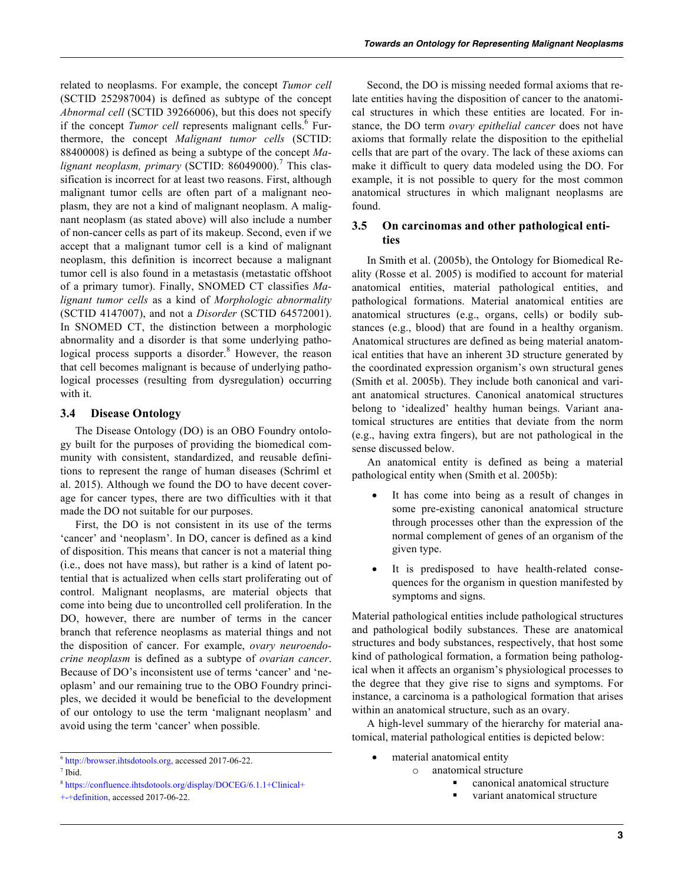related to neoplasms. For example, the concept *Tumor cell* (SCTID 252987004) is defined as subtype of the concept *Abnormal cell* (SCTID 39266006), but this does not specify if the concept *Tumor cell* represents malignant cells.[6] Furthermore, the concept *Malignant tumor cells* (SCTID: 88400008) is defined as being a subtype of the concept *Malignant neoplasm, primary* (SCTID: 86049000).[7] This classification is incorrect for at least two reasons. First, although malignant tumor cells are often part of a malignant neoplasm, they are not a kind of malignant neoplasm. A malignant neoplasm (as stated above) will also include a number of non-cancer cells as part of its makeup. Second, even if we accept that a malignant tumor cell is a kind of malignant neoplasm, this definition is incorrect because a malignant tumor cell is also found in a metastasis (metastatic offshoot of a primary tumor). Finally, SNOMED CT classifies *Malignant tumor cells* as a kind of *Morphologic abnormality* (SCTID 4147007), and not a *Disorder* (SCTID 64572001). In SNOMED CT, the distinction between a morphologic abnormality and a disorder is that some underlying pathological process supports a disorder.[8] However, the reason that cell becomes malignant is because of underlying pathological processes (resulting from dysregulation) occurring with it.

### 3.4 Disease Ontology

The Disease Ontology (DO) is an OBO Foundry ontology built for the purposes of providing the biomedical community with consistent, standardized, and reusable definitions to represent the range of human diseases (Schriml et al. 2015). Although we found the DO to have decent coverage for cancer types, there are two difficulties with it that made the DO not suitable for our purposes.

First, the DO is not consistent in its use of the terms 'cancer' and 'neoplasm'. In DO, cancer is defined as a kind of disposition. This means that cancer is not a material thing (i.e., does not have mass), but rather is a kind of latent potential that is actualized when cells start proliferating out of control. Malignant neoplasms, are material objects that come into being due to uncontrolled cell proliferation. In the DO, however, there are number of terms in the cancer branch that reference neoplasms as material things and not the disposition of cancer. For example, *ovary neuroendocrine neoplasm* is defined as a subtype of *ovarian cancer*. Because of DO's inconsistent use of terms 'cancer' and 'neoplasm' and our remaining true to the OBO Foundry principles, we decided it would be beneficial to the development of our ontology to use the term 'malignant neoplasm' and avoid using the term 'cancer' when possible.

Second, the DO is missing needed formal axioms that relate entities having the disposition of cancer to the anatomical structures in which these entities are located. For instance, the DO term *ovary epithelial cancer* does not have axioms that formally relate the disposition to the epithelial cells that are part of the ovary. The lack of these axioms can make it difficult to query data modeled using the DO. For example, it is not possible to query for the most common anatomical structures in which malignant neoplasms are found.

### 3.5 On carcinomas and other pathological entities

In Smith et al. (2005b), the Ontology for Biomedical Reality (Rosse et al. 2005) is modified to account for material anatomical entities, material pathological entities, and pathological formations. Material anatomical entities are anatomical structures (e.g., organs, cells) or bodily substances (e.g., blood) that are found in a healthy organism. Anatomical structures are defined as being material anatomical entities that have an inherent 3D structure generated by the coordinated expression organism's own structural genes (Smith et al. 2005b). They include both canonical and variant anatomical structures. Canonical anatomical structures belong to 'idealized' healthy human beings. Variant anatomical structures are entities that deviate from the norm (e.g., having extra fingers), but are not pathological in the sense discussed below.

An anatomical entity is defined as being a material pathological entity when (Smith et al. 2005b):

- It has come into being as a result of changes in some pre-existing canonical anatomical structure through processes other than the expression of the normal complement of genes of an organism of the given type.
- It is predisposed to have health-related consequences for the organism in question manifested by symptoms and signs.

Material pathological entities include pathological structures and pathological bodily substances. These are anatomical structures and body substances, respectively, that host some kind of pathological formation, a formation being pathological when it affects an organism's physiological processes to the degree that they give rise to signs and symptoms. For instance, a carcinoma is a pathological formation that arises within an anatomical structure, such as an ovary.

A high-level summary of the hierarchy for material anatomical, material pathological entities is depicted below:

- material anatomical entity
  - anatomical structure
    - canonical anatomical structure
    - variant anatomical structure

[6] http://browser.ihtsdotools.org, accessed 2017-06-22.

[7] Ibid.

[8] https://confluence.ihtsdotools.org/display/DOCEG/6.1.1+Clinical+ +-+definition, accessed 2017-06-22.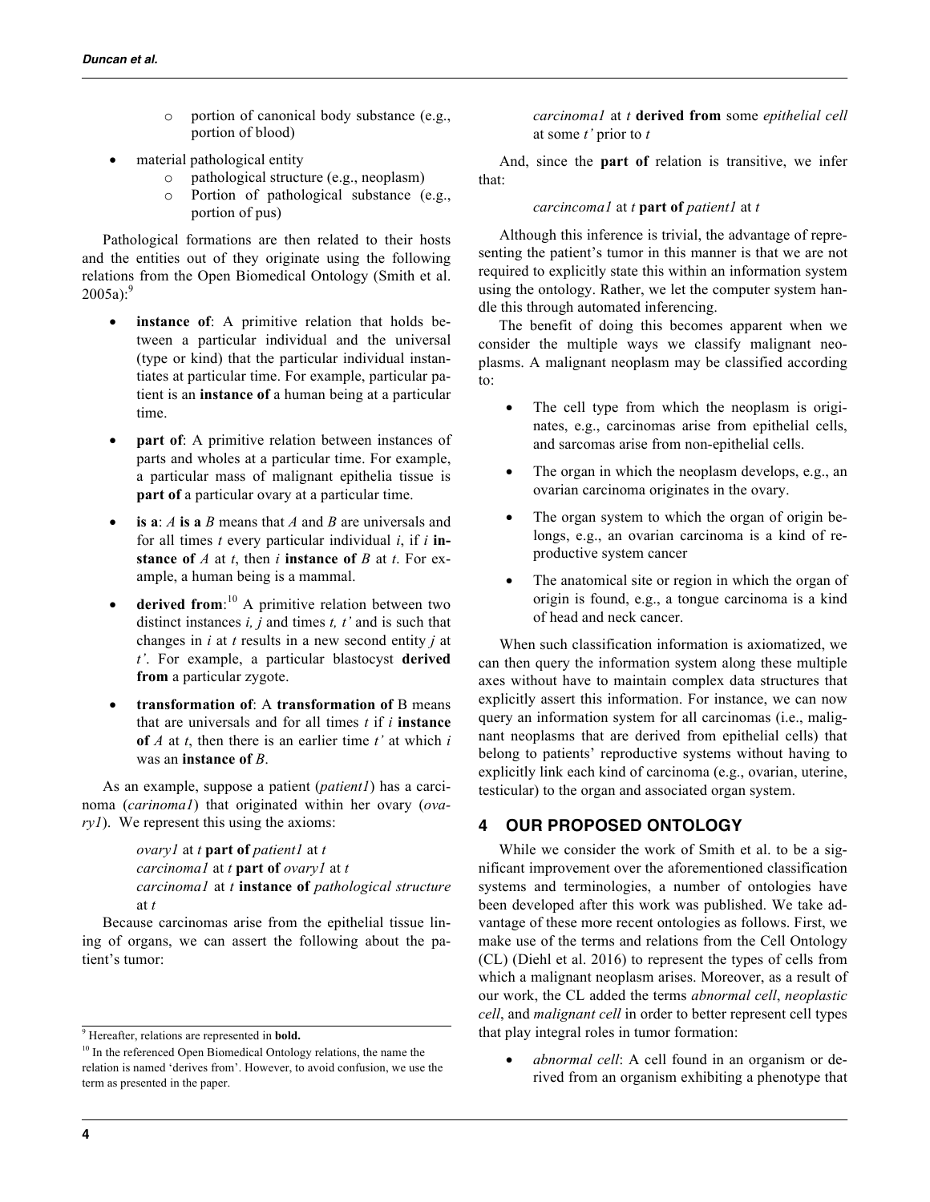- portion of canonical body substance (e.g., portion of blood)
- material pathological entity
  - pathological structure (e.g., neoplasm)
  - Portion of pathological substance (e.g., portion of pus)

Pathological formations are then related to their hosts and the entities out of they originate using the following relations from the Open Biomedical Ontology (Smith et al. 2005a):[9]

- **instance of**: A primitive relation that holds between a particular individual and the universal (type or kind) that the particular individual instantiates at particular time. For example, particular patient is an **instance of** a human being at a particular time.
- **part of**: A primitive relation between instances of parts and wholes at a particular time. For example, a particular mass of malignant epithelia tissue is **part of** a particular ovary at a particular time.
- **is a**: *A* **is a** *B* means that *A* and *B* are universals and for all times *t* every particular individual *i*, if *i* **instance of** *A* at *t*, then *i* **instance of** *B* at *t*. For example, a human being is a mammal.
- **derived from**:[10] A primitive relation between two distinct instances *i, j* and times *t, t'* and is such that changes in *i* at *t* results in a new second entity *j* at *t'*. For example, a particular blastocyst **derived from** a particular zygote.
- **transformation of**: A **transformation of** B means that are universals and for all times *t* if *i* **instance of** *A* at *t*, then there is an earlier time *t'* at which *i* was an **instance of** *B*.

As an example, suppose a patient (*patient1*) has a carcinoma (*carinoma1*) that originated within her ovary (*ovary1*). We represent this using the axioms:

> *ovary1* at *t* **part of** *patient1* at *t*
> *carcinoma1* at *t* **part of** *ovary1* at *t*
> *carcinoma1* at *t* **instance of** *pathological structure* at *t*

Because carcinomas arise from the epithelial tissue lining of organs, we can assert the following about the patient's tumor:

> *carcinoma1* at *t* **derived from** some *epithelial cell* at some *t'* prior to *t*

And, since the **part of** relation is transitive, we infer that:

> *carcincoma1* at *t* **part of** *patient1* at *t*

Although this inference is trivial, the advantage of representing the patient's tumor in this manner is that we are not required to explicitly state this within an information system using the ontology. Rather, we let the computer system handle this through automated inferencing.

The benefit of doing this becomes apparent when we consider the multiple ways we classify malignant neoplasms. A malignant neoplasm may be classified according to:

- The cell type from which the neoplasm is originates, e.g., carcinomas arise from epithelial cells, and sarcomas arise from non-epithelial cells.
- The organ in which the neoplasm develops, e.g., an ovarian carcinoma originates in the ovary.
- The organ system to which the organ of origin belongs, e.g., an ovarian carcinoma is a kind of reproductive system cancer
- The anatomical site or region in which the organ of origin is found, e.g., a tongue carcinoma is a kind of head and neck cancer.

When such classification information is axiomatized, we can then query the information system along these multiple axes without have to maintain complex data structures that explicitly assert this information. For instance, we can now query an information system for all carcinomas (i.e., malignant neoplasms that are derived from epithelial cells) that belong to patients' reproductive systems without having to explicitly link each kind of carcinoma (e.g., ovarian, uterine, testicular) to the organ and associated organ system.

## 4 OUR PROPOSED ONTOLOGY

While we consider the work of Smith et al. to be a significant improvement over the aforementioned classification systems and terminologies, a number of ontologies have been developed after this work was published. We take advantage of these more recent ontologies as follows. First, we make use of the terms and relations from the Cell Ontology (CL) (Diehl et al. 2016) to represent the types of cells from which a malignant neoplasm arises. Moreover, as a result of our work, the CL added the terms *abnormal cell*, *neoplastic cell*, and *malignant cell* in order to better represent cell types that play integral roles in tumor formation:

- *abnormal cell*: A cell found in an organism or derived from an organism exhibiting a phenotype that

[9] Hereafter, relations are represented in **bold.**

[10] In the referenced Open Biomedical Ontology relations, the name the relation is named 'derives from'. However, to avoid confusion, we use the term as presented in the paper.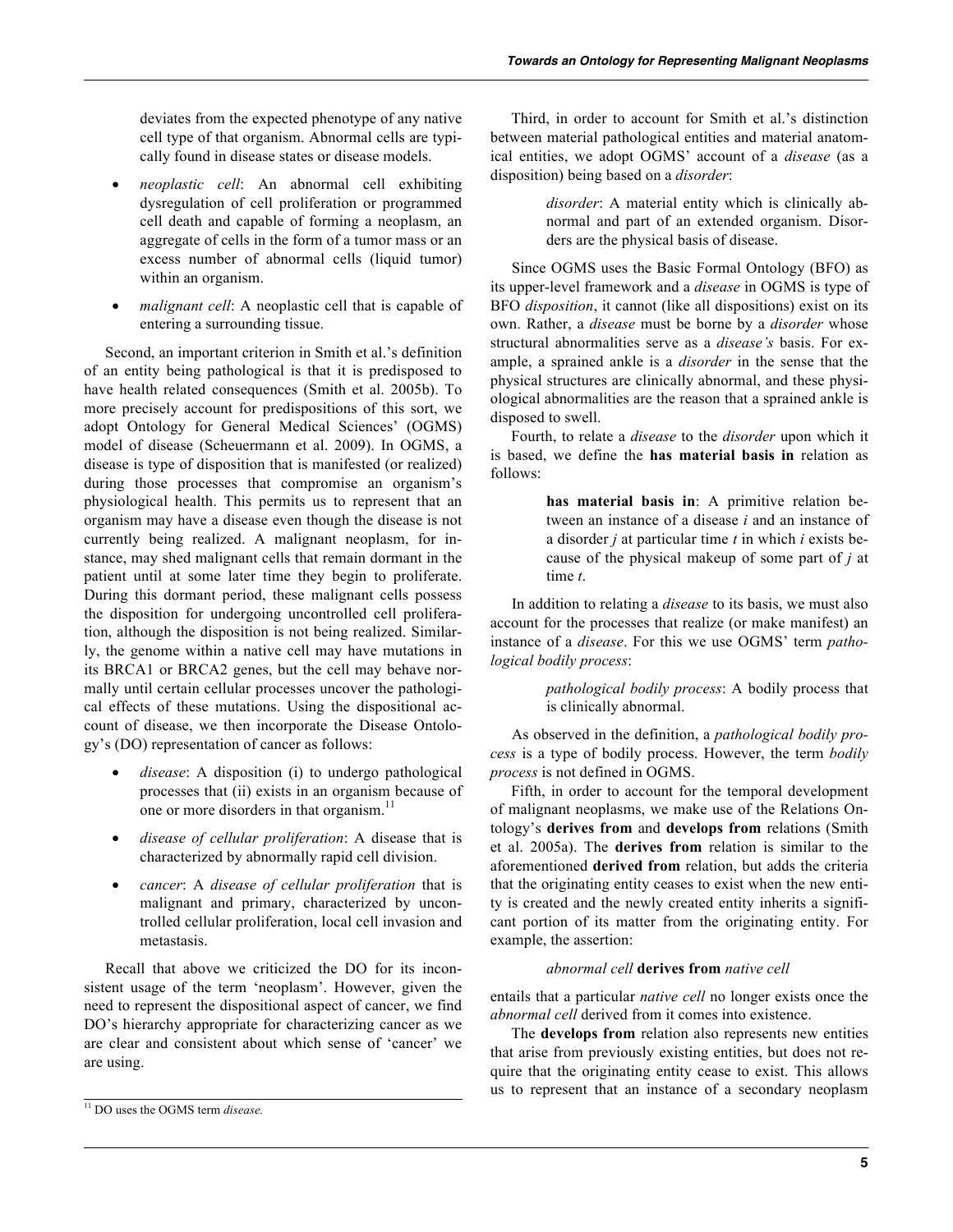deviates from the expected phenotype of any native cell type of that organism. Abnormal cells are typically found in disease states or disease models.

- *neoplastic cell*: An abnormal cell exhibiting dysregulation of cell proliferation or programmed cell death and capable of forming a neoplasm, an aggregate of cells in the form of a tumor mass or an excess number of abnormal cells (liquid tumor) within an organism.
- *malignant cell*: A neoplastic cell that is capable of entering a surrounding tissue.

Second, an important criterion in Smith et al.'s definition of an entity being pathological is that it is predisposed to have health related consequences (Smith et al. 2005b). To more precisely account for predispositions of this sort, we adopt Ontology for General Medical Sciences' (OGMS) model of disease (Scheuermann et al. 2009). In OGMS, a disease is type of disposition that is manifested (or realized) during those processes that compromise an organism's physiological health. This permits us to represent that an organism may have a disease even though the disease is not currently being realized. A malignant neoplasm, for instance, may shed malignant cells that remain dormant in the patient until at some later time they begin to proliferate. During this dormant period, these malignant cells possess the disposition for undergoing uncontrolled cell proliferation, although the disposition is not being realized. Similarly, the genome within a native cell may have mutations in its BRCA1 or BRCA2 genes, but the cell may behave normally until certain cellular processes uncover the pathological effects of these mutations. Using the dispositional account of disease, we then incorporate the Disease Ontology's (DO) representation of cancer as follows:

- *disease*: A disposition (i) to undergo pathological processes that (ii) exists in an organism because of one or more disorders in that organism.[11]
- *disease of cellular proliferation*: A disease that is characterized by abnormally rapid cell division.
- *cancer*: A *disease of cellular proliferation* that is malignant and primary, characterized by uncontrolled cellular proliferation, local cell invasion and metastasis.

Recall that above we criticized the DO for its inconsistent usage of the term 'neoplasm'. However, given the need to represent the dispositional aspect of cancer, we find DO's hierarchy appropriate for characterizing cancer as we are clear and consistent about which sense of 'cancer' we are using.

Third, in order to account for Smith et al.'s distinction between material pathological entities and material anatomical entities, we adopt OGMS' account of a *disease* (as a disposition) being based on a *disorder*:

> *disorder*: A material entity which is clinically abnormal and part of an extended organism. Disorders are the physical basis of disease.

Since OGMS uses the Basic Formal Ontology (BFO) as its upper-level framework and a *disease* in OGMS is type of BFO *disposition*, it cannot (like all dispositions) exist on its own. Rather, a *disease* must be borne by a *disorder* whose structural abnormalities serve as a *disease's* basis. For example, a sprained ankle is a *disorder* in the sense that the physical structures are clinically abnormal, and these physiological abnormalities are the reason that a sprained ankle is disposed to swell.

Fourth, to relate a *disease* to the *disorder* upon which it is based, we define the **has material basis in** relation as follows:

> **has material basis in**: A primitive relation between an instance of a disease *i* and an instance of a disorder *j* at particular time *t* in which *i* exists because of the physical makeup of some part of *j* at time *t*.

In addition to relating a *disease* to its basis, we must also account for the processes that realize (or make manifest) an instance of a *disease*. For this we use OGMS' term *pathological bodily process*:

> *pathological bodily process*: A bodily process that is clinically abnormal.

As observed in the definition, a *pathological bodily process* is a type of bodily process. However, the term *bodily process* is not defined in OGMS.

Fifth, in order to account for the temporal development of malignant neoplasms, we make use of the Relations Ontology's **derives from** and **develops from** relations (Smith et al. 2005a). The **derives from** relation is similar to the aforementioned **derived from** relation, but adds the criteria that the originating entity ceases to exist when the new entity is created and the newly created entity inherits a significant portion of its matter from the originating entity. For example, the assertion:

*abnormal cell* **derives from** *native cell*

entails that a particular *native cell* no longer exists once the *abnormal cell* derived from it comes into existence.

The **develops from** relation also represents new entities that arise from previously existing entities, but does not require that the originating entity cease to exist. This allows us to represent that an instance of a secondary neoplasm

[11] DO uses the OGMS term *disease.*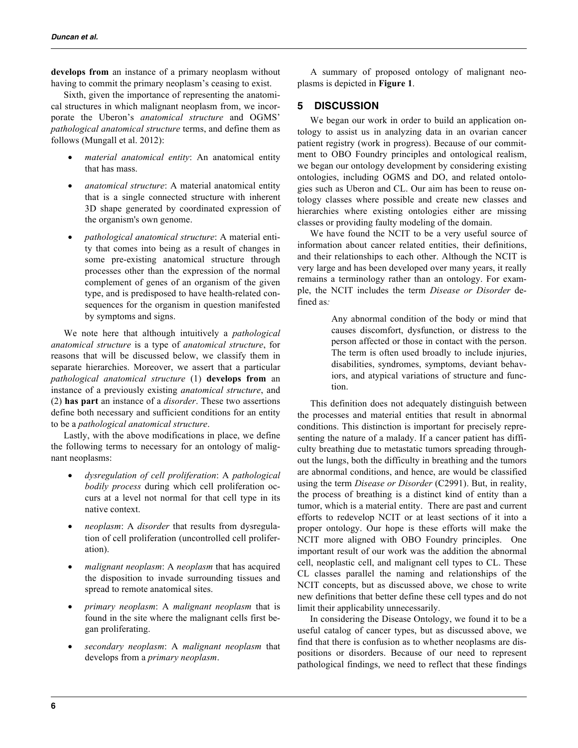**develops from** an instance of a primary neoplasm without having to commit the primary neoplasm's ceasing to exist.

Sixth, given the importance of representing the anatomical structures in which malignant neoplasm from, we incorporate the Uberon's *anatomical structure* and OGMS' *pathological anatomical structure* terms, and define them as follows (Mungall et al. 2012):

- *material anatomical entity*: An anatomical entity that has mass.
- *anatomical structure*: A material anatomical entity that is a single connected structure with inherent 3D shape generated by coordinated expression of the organism's own genome.
- *pathological anatomical structure*: A material entity that comes into being as a result of changes in some pre-existing anatomical structure through processes other than the expression of the normal complement of genes of an organism of the given type, and is predisposed to have health-related consequences for the organism in question manifested by symptoms and signs.

We note here that although intuitively a *pathological anatomical structure* is a type of *anatomical structure*, for reasons that will be discussed below, we classify them in separate hierarchies. Moreover, we assert that a particular *pathological anatomical structure* (1) **develops from** an instance of a previously existing *anatomical structure*, and (2) **has part** an instance of a *disorder*. These two assertions define both necessary and sufficient conditions for an entity to be a *pathological anatomical structure*.

Lastly, with the above modifications in place, we define the following terms to necessary for an ontology of malignant neoplasms:

- *dysregulation of cell proliferation*: A *pathological bodily process* during which cell proliferation occurs at a level not normal for that cell type in its native context.
- *neoplasm*: A *disorder* that results from dysregulation of cell proliferation (uncontrolled cell proliferation).
- *malignant neoplasm*: A *neoplasm* that has acquired the disposition to invade surrounding tissues and spread to remote anatomical sites.
- *primary neoplasm*: A *malignant neoplasm* that is found in the site where the malignant cells first began proliferating.
- *secondary neoplasm*: A *malignant neoplasm* that develops from a *primary neoplasm*.

A summary of proposed ontology of malignant neoplasms is depicted in **Figure 1**.

## 5 DISCUSSION

We began our work in order to build an application ontology to assist us in analyzing data in an ovarian cancer patient registry (work in progress). Because of our commitment to OBO Foundry principles and ontological realism, we began our ontology development by considering existing ontologies, including OGMS and DO, and related ontologies such as Uberon and CL. Our aim has been to reuse ontology classes where possible and create new classes and hierarchies where existing ontologies either are missing classes or providing faulty modeling of the domain.

We have found the NCIT to be a very useful source of information about cancer related entities, their definitions, and their relationships to each other. Although the NCIT is very large and has been developed over many years, it really remains a terminology rather than an ontology. For example, the NCIT includes the term *Disease or Disorder* defined as*:*

> Any abnormal condition of the body or mind that causes discomfort, dysfunction, or distress to the person affected or those in contact with the person. The term is often used broadly to include injuries, disabilities, syndromes, symptoms, deviant behaviors, and atypical variations of structure and function.

This definition does not adequately distinguish between the processes and material entities that result in abnormal conditions. This distinction is important for precisely representing the nature of a malady. If a cancer patient has difficulty breathing due to metastatic tumors spreading throughout the lungs, both the difficulty in breathing and the tumors are abnormal conditions, and hence, are would be classified using the term *Disease or Disorder* (C2991). But, in reality, the process of breathing is a distinct kind of entity than a tumor, which is a material entity. There are past and current efforts to redevelop NCIT or at least sections of it into a proper ontology. Our hope is these efforts will make the NCIT more aligned with OBO Foundry principles. One important result of our work was the addition the abnormal cell, neoplastic cell, and malignant cell types to CL. These CL classes parallel the naming and relationships of the NCIT concepts, but as discussed above, we chose to write new definitions that better define these cell types and do not limit their applicability unnecessarily.

In considering the Disease Ontology, we found it to be a useful catalog of cancer types, but as discussed above, we find that there is confusion as to whether neoplasms are dispositions or disorders. Because of our need to represent pathological findings, we need to reflect that these findings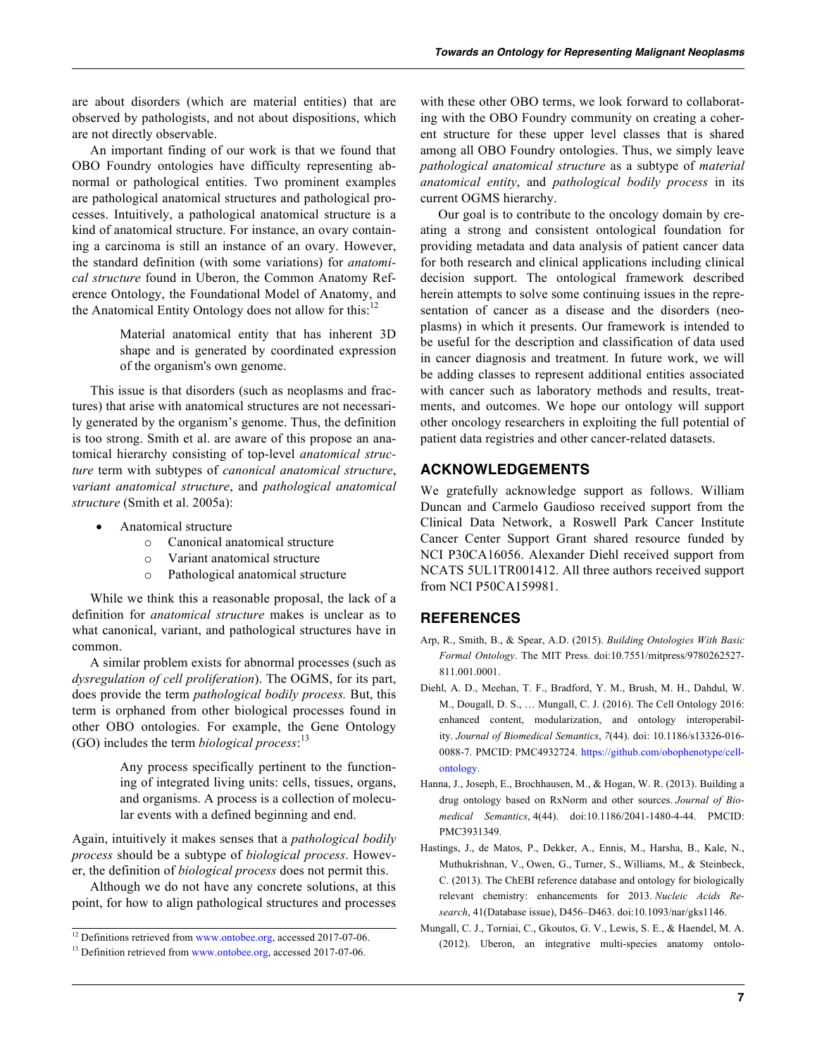are about disorders (which are material entities) that are observed by pathologists, and not about dispositions, which are not directly observable.

An important finding of our work is that we found that OBO Foundry ontologies have difficulty representing abnormal or pathological entities. Two prominent examples are pathological anatomical structures and pathological processes. Intuitively, a pathological anatomical structure is a kind of anatomical structure. For instance, an ovary containing a carcinoma is still an instance of an ovary. However, the standard definition (with some variations) for *anatomical structure* found in Uberon, the Common Anatomy Reference Ontology, the Foundational Model of Anatomy, and the Anatomical Entity Ontology does not allow for this:[12]

> Material anatomical entity that has inherent 3D shape and is generated by coordinated expression of the organism's own genome.

This issue is that disorders (such as neoplasms and fractures) that arise with anatomical structures are not necessarily generated by the organism's genome. Thus, the definition is too strong. Smith et al. are aware of this propose an anatomical hierarchy consisting of top-level *anatomical structure* term with subtypes of *canonical anatomical structure*, *variant anatomical structure*, and *pathological anatomical structure* (Smith et al. 2005a):

- Anatomical structure
  - Canonical anatomical structure
  - Variant anatomical structure
  - Pathological anatomical structure

While we think this a reasonable proposal, the lack of a definition for *anatomical structure* makes is unclear as to what canonical, variant, and pathological structures have in common.

A similar problem exists for abnormal processes (such as *dysregulation of cell proliferation*). The OGMS, for its part, does provide the term *pathological bodily process.* But, this term is orphaned from other biological processes found in other OBO ontologies. For example, the Gene Ontology (GO) includes the term *biological process*:[13]

> Any process specifically pertinent to the functioning of integrated living units: cells, tissues, organs, and organisms. A process is a collection of molecular events with a defined beginning and end.

Again, intuitively it makes senses that a *pathological bodily process* should be a subtype of *biological process*. However, the definition of *biological process* does not permit this.

Although we do not have any concrete solutions, at this point, for how to align pathological structures and processes with these other OBO terms, we look forward to collaborating with the OBO Foundry community on creating a coherent structure for these upper level classes that is shared among all OBO Foundry ontologies. Thus, we simply leave *pathological anatomical structure* as a subtype of *material anatomical entity*, and *pathological bodily process* in its current OGMS hierarchy.

Our goal is to contribute to the oncology domain by creating a strong and consistent ontological foundation for providing metadata and data analysis of patient cancer data for both research and clinical applications including clinical decision support. The ontological framework described herein attempts to solve some continuing issues in the representation of cancer as a disease and the disorders (neoplasms) in which it presents. Our framework is intended to be useful for the description and classification of data used in cancer diagnosis and treatment. In future work, we will be adding classes to represent additional entities associated with cancer such as laboratory methods and results, treatments, and outcomes. We hope our ontology will support other oncology researchers in exploiting the full potential of patient data registries and other cancer-related datasets.

## ACKNOWLEDGEMENTS

We gratefully acknowledge support as follows. William Duncan and Carmelo Gaudioso received support from the Clinical Data Network, a Roswell Park Cancer Institute Cancer Center Support Grant shared resource funded by NCI P30CA16056. Alexander Diehl received support from NCATS 5UL1TR001412. All three authors received support from NCI P50CA159981.

## REFERENCES

Arp, R., Smith, B., & Spear, A.D. (2015). *Building Ontologies With Basic Formal Ontology*. The MIT Press. doi:10.7551/mitpress/9780262527-811.001.0001.

Diehl, A. D., Meehan, T. F., Bradford, Y. M., Brush, M. H., Dahdul, W. M., Dougall, D. S., … Mungall, C. J. (2016). The Cell Ontology 2016: enhanced content, modularization, and ontology interoperability. *Journal of Biomedical Semantics*, *7*(44). doi: 10.1186/s13326-016-0088-7. PMCID: PMC4932724. https://github.com/obophenotype/cell-ontology.

Hanna, J., Joseph, E., Brochhausen, M., & Hogan, W. R. (2013). Building a drug ontology based on RxNorm and other sources. *Journal of Biomedical Semantics*, 4(44). doi:10.1186/2041-1480-4-44. PMCID: PMC3931349.

Hastings, J., de Matos, P., Dekker, A., Ennis, M., Harsha, B., Kale, N., Muthukrishnan, V., Owen, G., Turner, S., Williams, M., & Steinbeck, C. (2013). The ChEBI reference database and ontology for biologically relevant chemistry: enhancements for 2013. *Nucleic Acids Research*, 41(Database issue), D456–D463. doi:10.1093/nar/gks1146.

Mungall, C. J., Torniai, C., Gkoutos, G. V., Lewis, S. E., & Haendel, M. A. (2012). Uberon, an integrative multi-species anatomy ontolo-

---

[12] Definitions retrieved from www.ontobee.org, accessed 2017-07-06.

[13] Definition retrieved from www.ontobee.org, accessed 2017-07-06.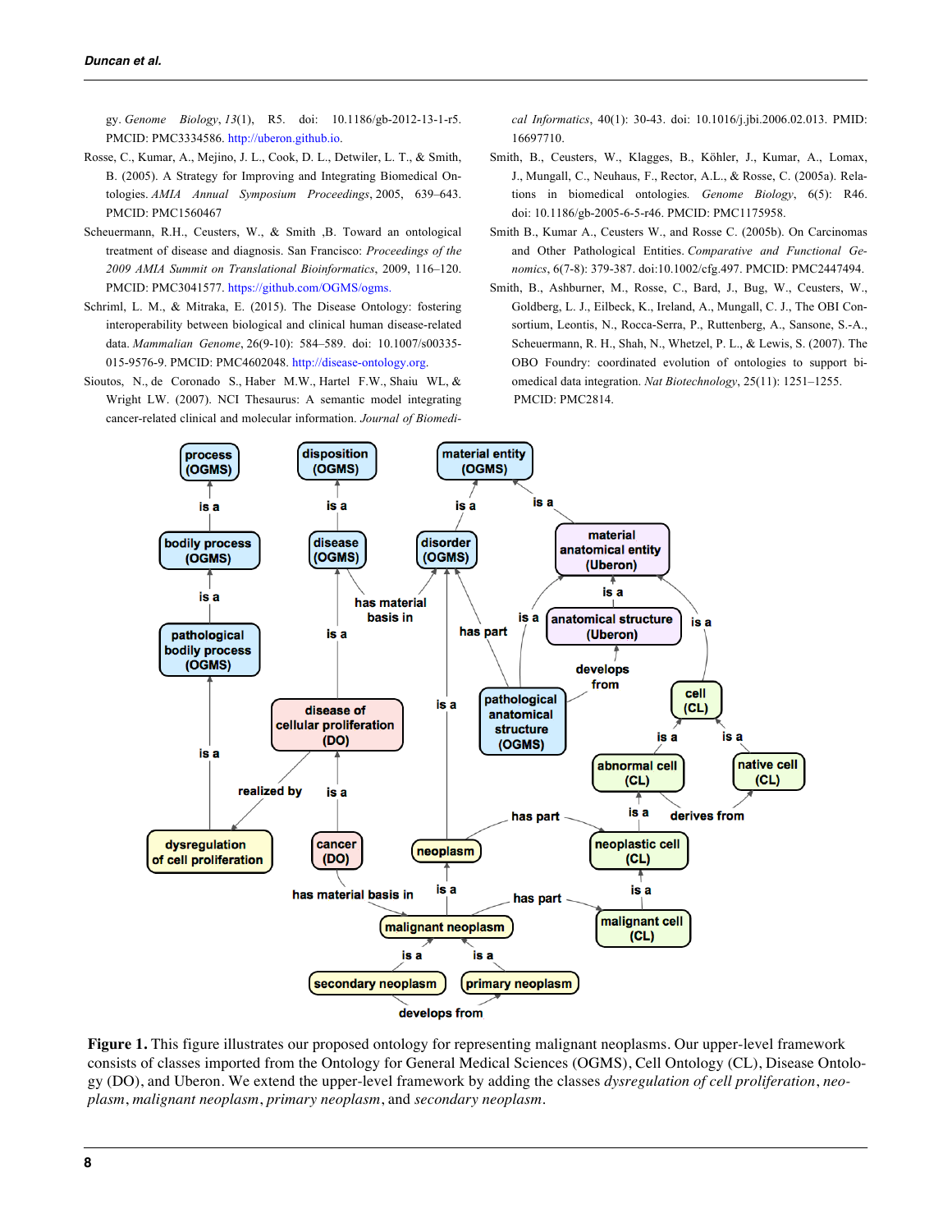gy. *Genome Biology*, *13*(1), R5. doi: 10.1186/gb-2012-13-1-r5. PMCID: PMC3334586. http://uberon.github.io.

Rosse, C., Kumar, A., Mejino, J. L., Cook, D. L., Detwiler, L. T., & Smith, B. (2005). A Strategy for Improving and Integrating Biomedical Ontologies. *AMIA Annual Symposium Proceedings*, 2005, 639–643. PMCID: PMC1560467

Scheuermann, R.H., Ceusters, W., & Smith ,B. Toward an ontological treatment of disease and diagnosis. San Francisco: *Proceedings of the 2009 AMIA Summit on Translational Bioinformatics*, 2009, 116–120. PMCID: PMC3041577. https://github.com/OGMS/ogms.

Schriml, L. M., & Mitraka, E. (2015). The Disease Ontology: fostering interoperability between biological and clinical human disease-related data. *Mammalian Genome*, 26(9-10): 584–589. doi: 10.1007/s00335-015-9576-9. PMCID: PMC4602048. http://disease-ontology.org.

Sioutos, N., de Coronado S., Haber M.W., Hartel F.W., Shaiu WL, & Wright LW. (2007). NCI Thesaurus: A semantic model integrating cancer-related clinical and molecular information. *Journal of Biomedical Informatics*, 40(1): 30-43. doi: 10.1016/j.jbi.2006.02.013. PMID: 16697710.

Smith, B., Ceusters, W., Klagges, B., Köhler, J., Kumar, A., Lomax, J., Mungall, C., Neuhaus, F., Rector, A.L., & Rosse, C. (2005a). Relations in biomedical ontologies. *Genome Biology*, 6(5): R46. doi: 10.1186/gb-2005-6-5-r46. PMCID: PMC1175958.

Smith B., Kumar A., Ceusters W., and Rosse C. (2005b). On Carcinomas and Other Pathological Entities. *Comparative and Functional Genomics*, 6(7-8): 379-387. doi:10.1002/cfg.497. PMCID: PMC2447494.

Smith, B., Ashburner, M., Rosse, C., Bard, J., Bug, W., Ceusters, W., Goldberg, L. J., Eilbeck, K., Ireland, A., Mungall, C. J., The OBI Consortium, Leontis, N., Rocca-Serra, P., Ruttenberg, A., Sansone, S.-A., Scheuermann, R. H., Shah, N., Whetzel, P. L., & Lewis, S. (2007). The OBO Foundry: coordinated evolution of ontologies to support biomedical data integration. *Nat Biotechnology*, 25(11): 1251–1255. PMCID: PMC2814.

**Figure 1.** This figure illustrates our proposed ontology for representing malignant neoplasms. Our upper-level framework consists of classes imported from the Ontology for General Medical Sciences (OGMS), Cell Ontology (CL), Disease Ontology (DO), and Uberon. We extend the upper-level framework by adding the classes *dysregulation of cell proliferation*, *neoplasm*, *malignant neoplasm*, *primary neoplasm*, and *secondary neoplasm*.